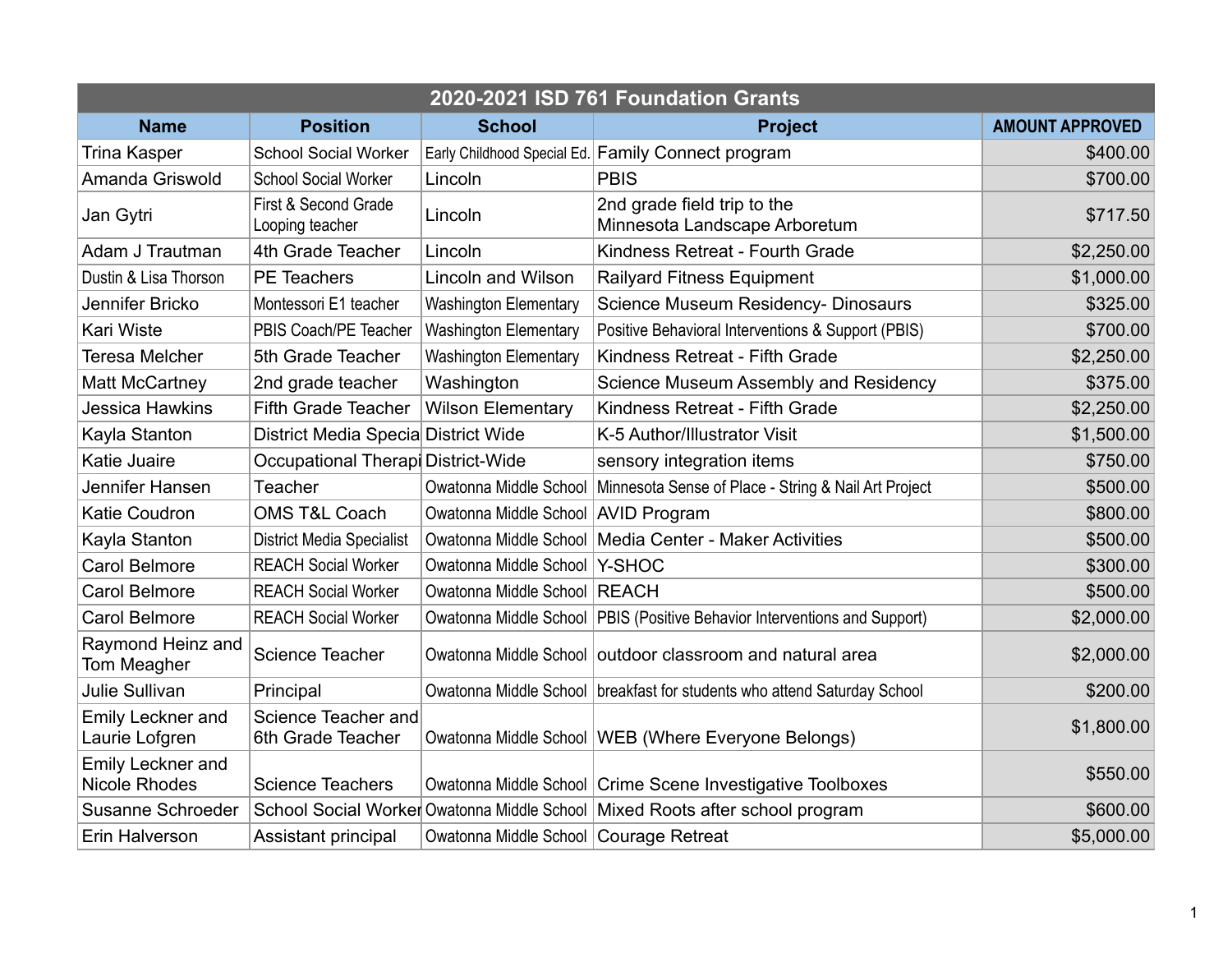| 2020-2021 ISD 761 Foundation Grants | | | | |
|---|---|---|---|---|
| **Name** | **Position** | **School** | **Project** | **AMOUNT APPROVED** |
| Trina Kasper | School Social Worker | Early Childhood Special Ed. | Family Connect program | $400.00 |
| Amanda Griswold | School Social Worker | Lincoln | PBIS | $700.00 |
| Jan Gytri | First & Second Grade Looping teacher | Lincoln | 2nd grade field trip to the Minnesota Landscape Arboretum | $717.50 |
| Adam J Trautman | 4th Grade Teacher | Lincoln | Kindness Retreat - Fourth Grade | $2,250.00 |
| Dustin & Lisa Thorson | PE Teachers | Lincoln and Wilson | Railyard Fitness Equipment | $1,000.00 |
| Jennifer Bricko | Montessori E1 teacher | Washington Elementary | Science Museum Residency- Dinosaurs | $325.00 |
| Kari Wiste | PBIS Coach/PE Teacher | Washington Elementary | Positive Behavioral Interventions & Support (PBIS) | $700.00 |
| Teresa Melcher | 5th Grade Teacher | Washington Elementary | Kindness Retreat - Fifth Grade | $2,250.00 |
| Matt McCartney | 2nd grade teacher | Washington | Science Museum Assembly and Residency | $375.00 |
| Jessica Hawkins | Fifth Grade Teacher | Wilson Elementary | Kindness Retreat - Fifth Grade | $2,250.00 |
| Kayla Stanton | District Media Specia | District Wide | K-5 Author/Illustrator Visit | $1,500.00 |
| Katie Juaire | Occupational Therapi | District-Wide | sensory integration items | $750.00 |
| Jennifer Hansen | Teacher | Owatonna Middle School | Minnesota Sense of Place - String & Nail Art Project | $500.00 |
| Katie Coudron | OMS T&L Coach | Owatonna Middle School | AVID Program | $800.00 |
| Kayla Stanton | District Media Specialist | Owatonna Middle School | Media Center - Maker Activities | $500.00 |
| Carol Belmore | REACH Social Worker | Owatonna Middle School | Y-SHOC | $300.00 |
| Carol Belmore | REACH Social Worker | Owatonna Middle School | REACH | $500.00 |
| Carol Belmore | REACH Social Worker | Owatonna Middle School | PBIS (Positive Behavior Interventions and Support) | $2,000.00 |
| Raymond Heinz and Tom Meagher | Science Teacher | Owatonna Middle School | outdoor classroom and natural area | $2,000.00 |
| Julie Sullivan | Principal | Owatonna Middle School | breakfast for students who attend Saturday School | $200.00 |
| Emily Leckner and Laurie Lofgren | Science Teacher and 6th Grade Teacher | Owatonna Middle School | WEB (Where Everyone Belongs) | $1,800.00 |
| Emily Leckner and Nicole Rhodes | Science Teachers | Owatonna Middle School | Crime Scene Investigative Toolboxes | $550.00 |
| Susanne Schroeder | School Social Worker | Owatonna Middle School | Mixed Roots after school program | $600.00 |
| Erin Halverson | Assistant principal | Owatonna Middle School | Courage Retreat | $5,000.00 |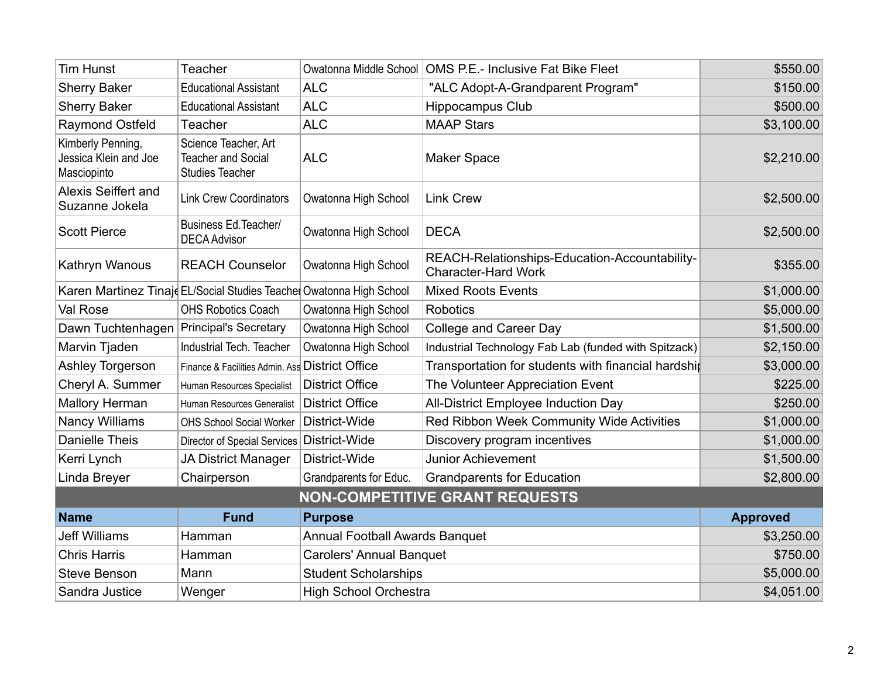| | | | | |
|---|---|---|---|---|
| Tim Hunst | Teacher | Owatonna Middle School | OMS P.E.- Inclusive Fat Bike Fleet | $550.00 |
| Sherry Baker | Educational Assistant | ALC | "ALC Adopt-A-Grandparent Program" | $150.00 |
| Sherry Baker | Educational Assistant | ALC | Hippocampus Club | $500.00 |
| Raymond Ostfeld | Teacher | ALC | MAAP Stars | $3,100.00 |
| Kimberly Penning, Jessica Klein and Joe Masciopinto | Science Teacher, Art Teacher and Social Studies Teacher | ALC | Maker Space | $2,210.00 |
| Alexis Seiffert and Suzanne Jokela | Link Crew Coordinators | Owatonna High School | Link Crew | $2,500.00 |
| Scott Pierce | Business Ed.Teacher/ DECA Advisor | Owatonna High School | DECA | $2,500.00 |
| Kathryn Wanous | REACH Counselor | Owatonna High School | REACH-Relationships-Education-Accountability-Character-Hard Work | $355.00 |
| Karen Martinez Tinaje | EL/Social Studies Teacher | Owatonna High School | Mixed Roots Events | $1,000.00 |
| Val Rose | OHS Robotics Coach | Owatonna High School | Robotics | $5,000.00 |
| Dawn Tuchtenhagen | Principal's Secretary | Owatonna High School | College and Career Day | $1,500.00 |
| Marvin Tjaden | Industrial Tech. Teacher | Owatonna High School | Industrial Technology Fab Lab (funded with Spitzack) | $2,150.00 |
| Ashley Torgerson | Finance & Facilities Admin. Ass | District Office | Transportation for students with financial hardship | $3,000.00 |
| Cheryl A. Summer | Human Resources Specialist | District Office | The Volunteer Appreciation Event | $225.00 |
| Mallory Herman | Human Resources Generalist | District Office | All-District Employee Induction Day | $250.00 |
| Nancy Williams | OHS School Social Worker | District-Wide | Red Ribbon Week Community Wide Activities | $1,000.00 |
| Danielle Theis | Director of Special Services | District-Wide | Discovery program incentives | $1,000.00 |
| Kerri Lynch | JA District Manager | District-Wide | Junior Achievement | $1,500.00 |
| Linda Breyer | Chairperson | Grandparents for Educ. | Grandparents for Education | $2,800.00 |

## NON-COMPETITIVE GRANT REQUESTS

| Name | Fund | Purpose | Approved |
|---|---|---|---|
| Jeff Williams | Hamman | Annual Football Awards Banquet | $3,250.00 |
| Chris Harris | Hamman | Carolers' Annual Banquet | $750.00 |
| Steve Benson | Mann | Student Scholarships | $5,000.00 |
| Sandra Justice | Wenger | High School Orchestra | $4,051.00 |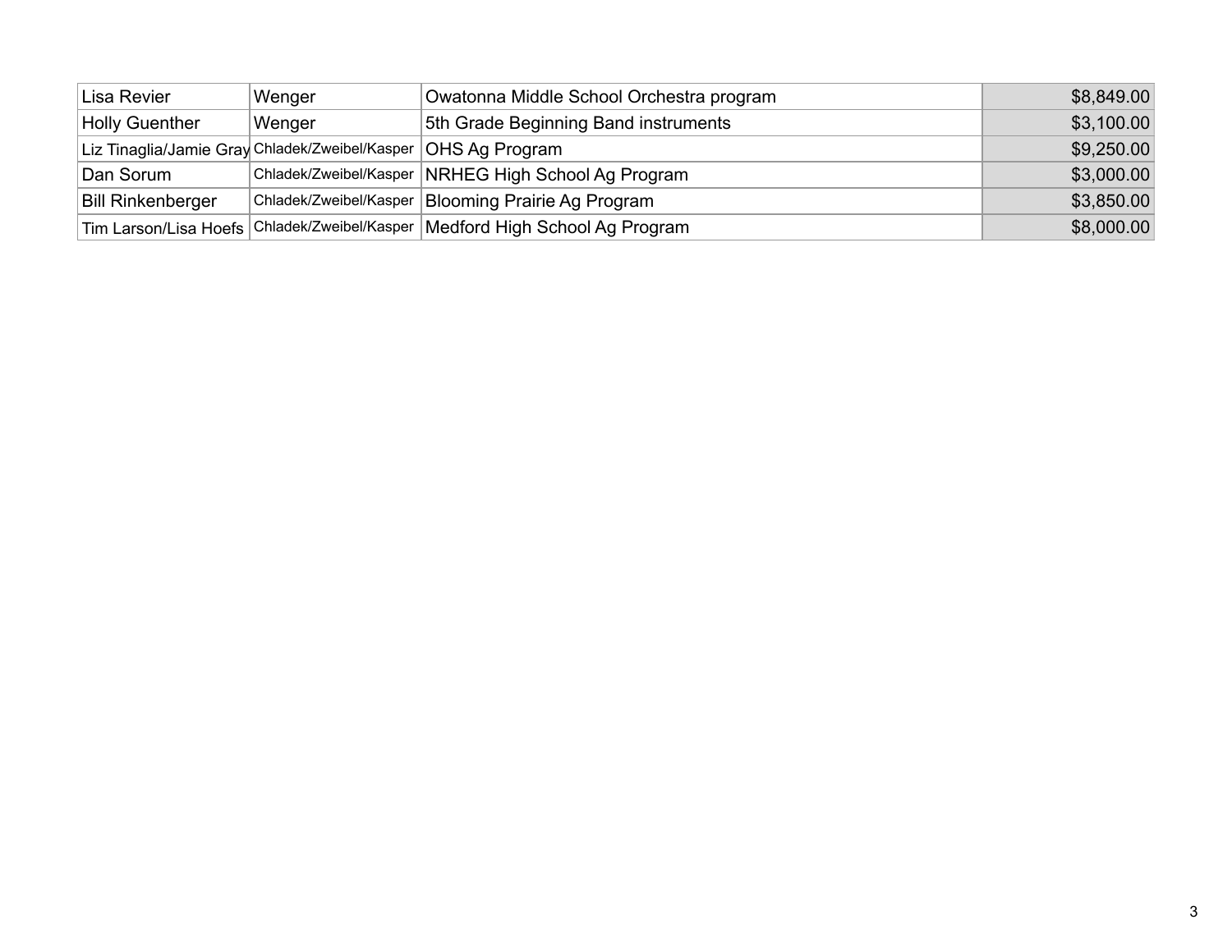| | | | |
|---|---|---|---|
| Lisa Revier | Wenger | Owatonna Middle School Orchestra program | $8,849.00 |
| Holly Guenther | Wenger | 5th Grade Beginning Band instruments | $3,100.00 |
| Liz Tinaglia/Jamie Gray | Chladek/Zweibel/Kasper | OHS Ag Program | $9,250.00 |
| Dan Sorum | Chladek/Zweibel/Kasper | NRHEG High School Ag Program | $3,000.00 |
| Bill Rinkenberger | Chladek/Zweibel/Kasper | Blooming Prairie Ag Program | $3,850.00 |
| Tim Larson/Lisa Hoefs | Chladek/Zweibel/Kasper | Medford High School Ag Program | $8,000.00 |